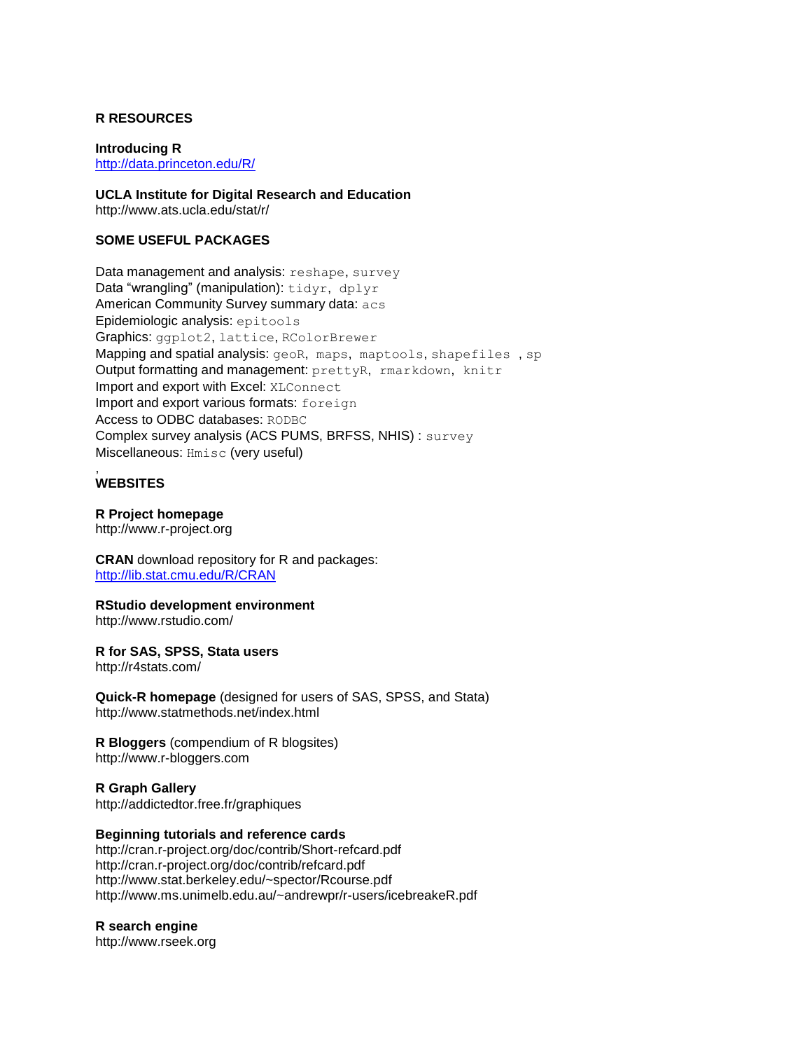# R RESOURCES

**Introducing R**
http://data.princeton.edu/R/

**UCLA Institute for Digital Research and Education**
http://www.ats.ucla.edu/stat/r/

## SOME USEFUL PACKAGES

Data management and analysis: `reshape`, `survey`
Data "wrangling" (manipulation): `tidyr`, `dplyr`
American Community Survey summary data: `acs`
Epidemiologic analysis: `epitools`
Graphics: `ggplot2`, `lattice`, `RColorBrewer`
Mapping and spatial analysis: `geoR`, `maps`, `maptools`, `shapefiles` , `sp`
Output formatting and management: `prettyR`, `rmarkdown`, `knitr`
Import and export with Excel: `XLConnect`
Import and export various formats: `foreign`
Access to ODBC databases: `RODBC`
Complex survey analysis (ACS PUMS, BRFSS, NHIS) : `survey`
Miscellaneous: `Hmisc` (very useful)
,

## WEBSITES

**R Project homepage**
http://www.r-project.org

**CRAN** download repository for R and packages:
http://lib.stat.cmu.edu/R/CRAN

**RStudio development environment**
http://www.rstudio.com/

**R for SAS, SPSS, Stata users**
http://r4stats.com/

**Quick-R homepage** (designed for users of SAS, SPSS, and Stata)
http://www.statmethods.net/index.html

**R Bloggers** (compendium of R blogsites)
http://www.r-bloggers.com

**R Graph Gallery**
http://addictedtor.free.fr/graphiques

**Beginning tutorials and reference cards**
http://cran.r-project.org/doc/contrib/Short-refcard.pdf
http://cran.r-project.org/doc/contrib/refcard.pdf
http://www.stat.berkeley.edu/~spector/Rcourse.pdf
http://www.ms.unimelb.edu.au/~andrewpr/r-users/icebreakeR.pdf

**R search engine**
http://www.rseek.org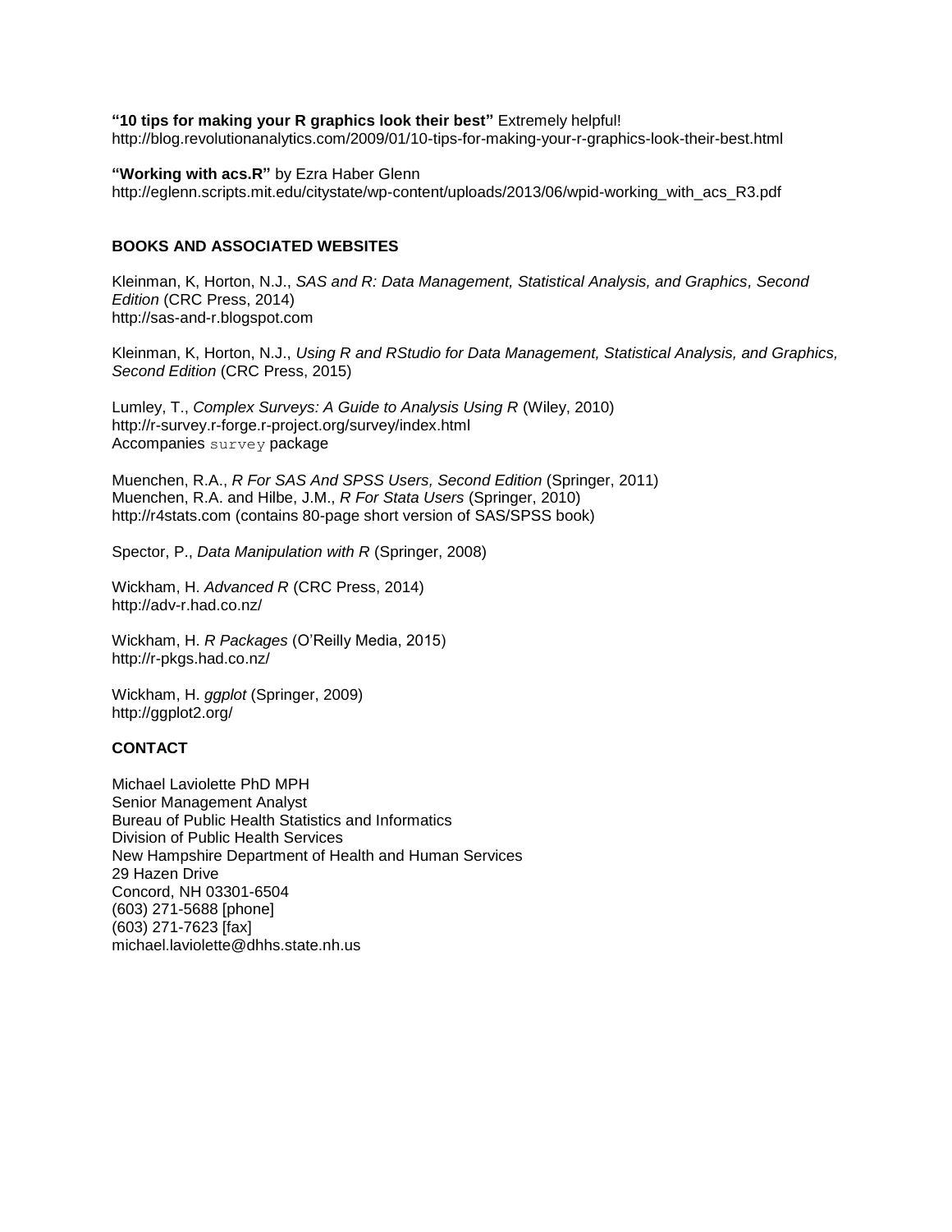**"10 tips for making your R graphics look their best"** Extremely helpful!
http://blog.revolutionanalytics.com/2009/01/10-tips-for-making-your-r-graphics-look-their-best.html

**"Working with acs.R"** by Ezra Haber Glenn
http://eglenn.scripts.mit.edu/citystate/wp-content/uploads/2013/06/wpid-working_with_acs_R3.pdf

## BOOKS AND ASSOCIATED WEBSITES

Kleinman, K, Horton, N.J., *SAS and R: Data Management, Statistical Analysis, and Graphics, Second Edition* (CRC Press, 2014)
http://sas-and-r.blogspot.com

Kleinman, K, Horton, N.J., *Using R and RStudio for Data Management, Statistical Analysis, and Graphics, Second Edition* (CRC Press, 2015)

Lumley, T., *Complex Surveys: A Guide to Analysis Using R* (Wiley, 2010)
http://r-survey.r-forge.r-project.org/survey/index.html
Accompanies `survey` package

Muenchen, R.A., *R For SAS And SPSS Users, Second Edition* (Springer, 2011)
Muenchen, R.A. and Hilbe, J.M., *R For Stata Users* (Springer, 2010)
http://r4stats.com (contains 80-page short version of SAS/SPSS book)

Spector, P., *Data Manipulation with R* (Springer, 2008)

Wickham, H. *Advanced R* (CRC Press, 2014)
http://adv-r.had.co.nz/

Wickham, H. *R Packages* (O'Reilly Media, 2015)
http://r-pkgs.had.co.nz/

Wickham, H. *ggplot* (Springer, 2009)
http://ggplot2.org/

## CONTACT

Michael Laviolette PhD MPH
Senior Management Analyst
Bureau of Public Health Statistics and Informatics
Division of Public Health Services
New Hampshire Department of Health and Human Services
29 Hazen Drive
Concord, NH 03301-6504
(603) 271-5688 [phone]
(603) 271-7623 [fax]
michael.laviolette@dhhs.state.nh.us